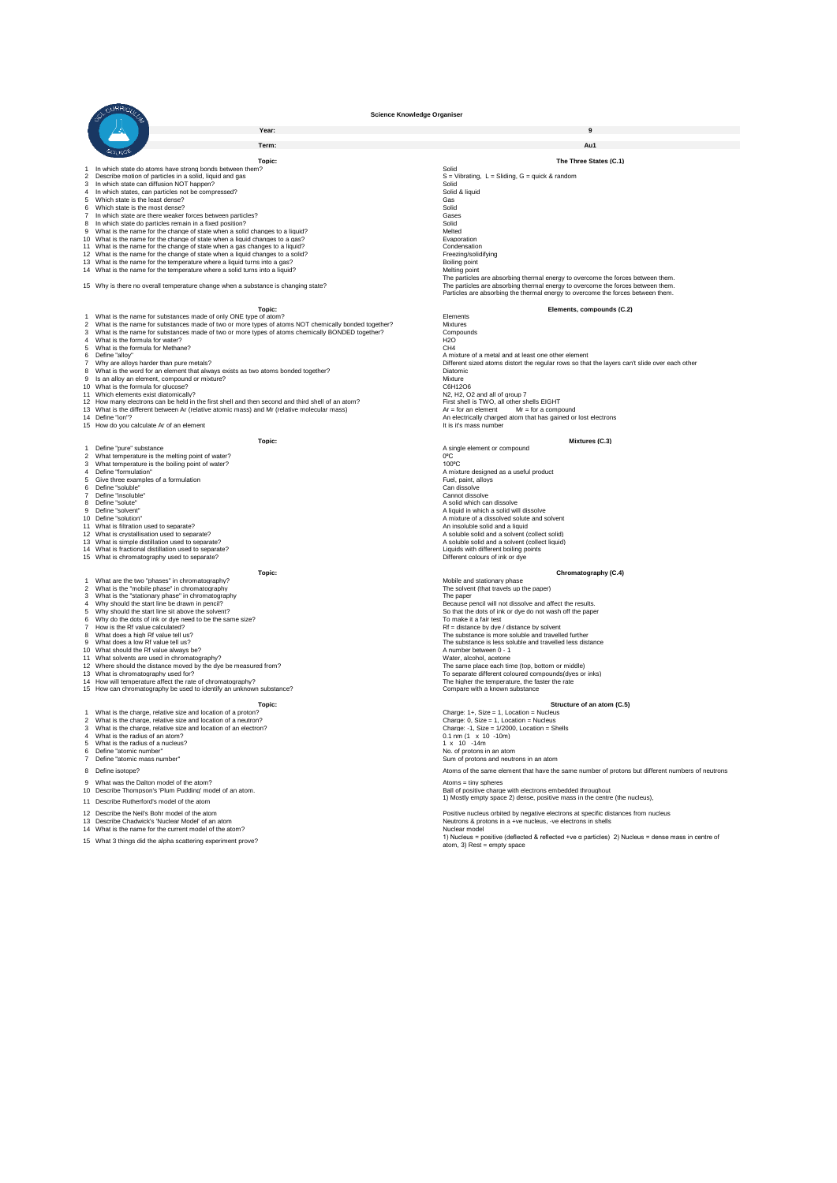# Science Knowledge Organiser

| Year: | 9 |
|---|---|
| Term: | Au1 |

## Topic: The Three States (C.1)

| # | Question | Answer |
|---|---|---|
| 1 | In which state do atoms have strong bonds between them? | Solid |
| 2 | Describe motion of particles in a solid, liquid and gas | S = Vibrating, L = Sliding, G = quick & random |
| 3 | In which state can diffusion NOT happen? | Solid |
| 4 | In which states, can particles not be compressed? | Solid & liquid |
| 5 | Which state is the least dense? | Gas |
| 6 | Which state is the most dense? | Solid |
| 7 | In which state are there weaker forces between particles? | Gases |
| 8 | In which state do particles remain in a fixed position? | Solid |
| 9 | What is the name for the change of state when a solid changes to a liquid? | Melted |
| 10 | What is the name for the change of state when a liquid changes to a gas? | Evaporation |
| 11 | What is the name for the change of state when a gas changes to a liquid? | Condensation |
| 12 | What is the name for the change of state when a liquid changes to a solid? | Freezing/solidifying |
| 13 | What is the name for the temperature where a liquid turns into a gas? | Boiling point |
| 14 | What is the name for the temperature where a solid turns into a liquid? | Melting point |
| 15 | Why is there no overall temperature change when a substance is changing state? | The particles are absorbing thermal energy to overcome the forces between them. The particles are absorbing thermal energy to overcome the forces between them. Particles are absorbing the thermal energy to overcome the forces between them. |

## Topic: Elements, compounds (C.2)

| # | Question | Answer |
|---|---|---|
| 1 | What is the name for substances made of only ONE type of atom? | Elements |
| 2 | What is the name for substances made of two or more types of atoms NOT chemically bonded together? | Mixtures |
| 3 | What is the name for substances made of two or more types of atoms chemically BONDED together? | Compounds |
| 4 | What is the formula for water? | $H_2O$ |
| 5 | What is the formula for Methane? | $CH_4$ |
| 6 | Define "alloy" | A mixture of a metal and at least one other element |
| 7 | Why are alloys harder than pure metals? | Different sized atoms distort the regular rows so that the layers can't slide over each other |
| 8 | What is the word for an element that always exists as two atoms bonded together? | Diatomic |
| 9 | Is an alloy an element, compound or mixture? | Mixture |
| 10 | What is the formula for glucose? | $C_6H_{12}O_6$ |
| 11 | Which elements exist diatomically? | $N_2$, $H_2$, $O_2$ and all of group 7 |
| 12 | How many electrons can be held in the first shell and then second and third shell of an atom? | First shell is TWO, all other shells EIGHT |
| 13 | What is the different between Ar (relative atomic mass) and Mr (relative molecular mass) | Ar = for an element  Mr = for a compound |
| 14 | Define "ion"? | An electrically charged atom that has gained or lost electrons |
| 15 | How do you calculate Ar of an element | It is it's mass number |

## Topic: Mixtures (C.3)

| # | Question | Answer |
|---|---|---|
| 1 | Define "pure" substance | A single element or compound |
| 2 | What temperature is the melting point of water? | 0°C |
| 3 | What temperature is the boiling point of water? | 100°C |
| 4 | Define "formulation" | A mixture designed as a useful product |
| 5 | Give three examples of a formulation | Fuel, paint, alloys |
| 6 | Define "soluble" | Can dissolve |
| 7 | Define "insoluble" | Cannot dissolve |
| 8 | Define "solute" | A solid which can dissolve |
| 9 | Define "solvent" | A liquid in which a solid will dissolve |
| 10 | Define "solution" | A mixture of a dissolved solute and solvent |
| 11 | What is filtration used to separate? | An insoluble solid and a liquid |
| 12 | What is crystallisation used to separate? | A soluble solid and a solvent (collect solid) |
| 13 | What is simple distillation used to separate? | A soluble solid and a solvent (collect liquid) |
| 14 | What is fractional distillation used to separate? | Liquids with different boiling points |
| 15 | What is chromatography used to separate? | Different colours of ink or dye |

## Topic: Chromatography (C.4)

| # | Question | Answer |
|---|---|---|
| 1 | What are the two "phases" in chromatography? | Mobile and stationary phase |
| 2 | What is the "mobile phase" in chromatography | The solvent (that travels up the paper) |
| 3 | What is the "stationary phase" in chromatography | The paper |
| 4 | Why should the start line be drawn in pencil? | Because pencil will not dissolve and affect the results. |
| 5 | Why should the start line sit above the solvent? | So that the dots of ink or dye do not wash off the paper |
| 6 | Why do the dots of ink or dye need to be the same size? | To make it a fair test |
| 7 | How is the Rf value calculated? | Rf = distance by dye / distance by solvent |
| 8 | What does a high Rf value tell us? | The substance is more soluble and travelled further |
| 9 | What does a low Rf value tell us? | The substance is less soluble and travelled less distance |
| 10 | What should the Rf value always be? | A number between 0 - 1 |
| 11 | What solvents are used in chromatography? | Water, alcohol, acetone |
| 12 | Where should the distance moved by the dye be measured from? | The same place each time (top, bottom or middle) |
| 13 | What is chromatography used for? | To separate different coloured compounds(dyes or inks) |
| 14 | How will temperature affect the rate of chromatography? | The higher the temperature, the faster the rate |
| 15 | How can chromatography be used to identify an unknown substance? | Compare with a known substance |

## Topic: Structure of an atom (C.5)

| # | Question | Answer |
|---|---|---|
| 1 | What is the charge, relative size and location of a proton? | Charge: 1+, Size = 1, Location = Nucleus |
| 2 | What is the charge, relative size and location of a neutron? | Charge: 0, Size = 1, Location = Nucleus |
| 3 | What is the charge, relative size and location of an electron? | Charge: -1, Size = 1/2000, Location = Shells |
| 4 | What is the radius of an atom? | 0.1 nm ($1 \times 10^{-10}$m) |
| 5 | What is the radius of a nucleus? | $1 \times 10^{-14}$m |
| 6 | Define "atomic number" | No. of protons in an atom |
| 7 | Define "atomic mass number" | Sum of protons and neutrons in an atom |
| 8 | Define isotope? | Atoms of the same element that have the same number of protons but different numbers of neutrons |
| 9 | What was the Dalton model of the atom? | Atoms = tiny spheres |
| 10 | Describe Thompson's 'Plum Pudding' model of an atom. | Ball of positive charge with electrons embedded throughout |
| 11 | Describe Rutherford's model of the atom | 1) Mostly empty space 2) dense, positive mass in the centre (the nucleus), |
| 12 | Describe the Neil's Bohr model of the atom | Positive nucleus orbited by negative electrons at specific distances from nucleus |
| 13 | Describe Chadwick's 'Nuclear Model' of an atom | Neutrons & protons in a +ve nucleus, -ve electrons in shells |
| 14 | What is the name for the current model of the atom? | Nuclear model |
| 15 | What 3 things did the alpha scattering experiment prove? | 1) Nucleus = positive (deflected & reflected +ve α particles) 2) Nucleus = dense mass in centre of atom, 3) Rest = empty space |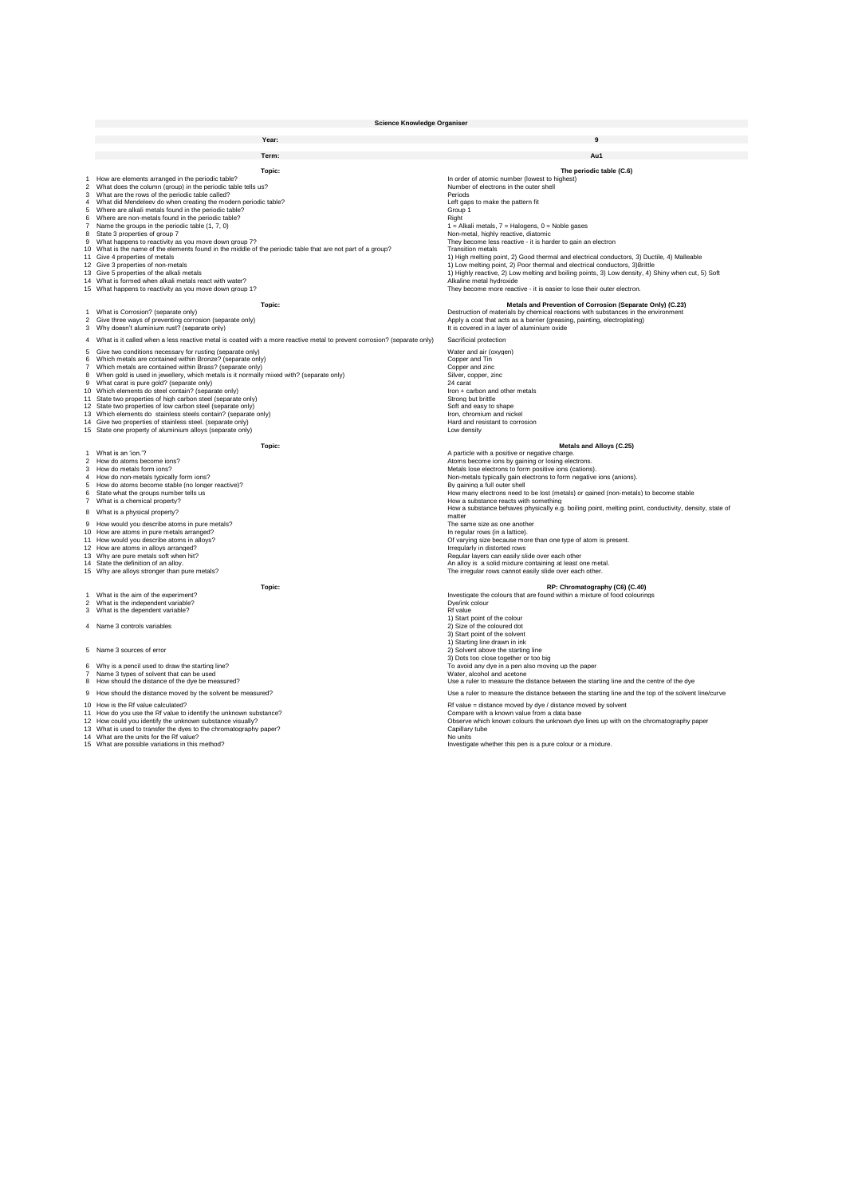# Science Knowledge Organiser

| Year: | 9 |
|---|---|
| **Term:** | **Au1** |

| | Topic: | The periodic table (C.6) |
|---|---|---|
| 1 | How are elements arranged in the periodic table? | In order of atomic number (lowest to highest) |
| 2 | What does the column (group) in the periodic table tells us? | Number of electrons in the outer shell |
| 3 | What are the rows of the periodic table called? | Periods |
| 4 | What did Mendeleev do when creating the modern periodic table? | Left gaps to make the pattern fit |
| 5 | Where are alkali metals found in the periodic table? | Group 1 |
| 6 | Where are non-metals found in the periodic table? | Right |
| 7 | Name the groups in the periodic table (1, 7, 0) | 1 = Alkali metals, 7 = Halogens, 0 = Noble gases |
| 8 | State 3 properties of group 7 | Non-metal, highly reactive, diatomic |
| 9 | What happens to reactivity as you move down group 7? | They become less reactive - it is harder to gain an electron |
| 10 | What is the name of the elements found in the middle of the periodic table that are not part of a group? | Transition metals |
| 11 | Give 4 properties of metals | 1) High melting point, 2) Good thermal and electrical conductors, 3) Ductile, 4) Malleable |
| 12 | Give 3 properties of non-metals | 1) Low melting point, 2) Poor thermal and electrical conductors, 3)Brittle |
| 13 | Give 5 properties of the alkali metals | 1) Highly reactive, 2) Low melting and boiling points, 3) Low density, 4) Shiny when cut, 5) Soft |
| 14 | What is formed when alkali metals react with water? | Alkaline metal hydroxide |
| 15 | What happens to reactivity as you move down group 1? | They become more reactive - it is easier to lose their outer electron. |

| | Topic: | Metals and Prevention of Corrosion (Separate Only) (C.23) |
|---|---|---|
| 1 | What is Corrosion? (separate only) | Destruction of materials by chemical reactions with substances in the environment |
| 2 | Give three ways of preventing corrosion (separate only) | Apply a coat that acts as a barrier (greasing, painting, electroplating) |
| 3 | Why doesn't aluminium rust? (separate only) | It is covered in a layer of aluminium oxide |
| 4 | What is it called when a less reactive metal is coated with a more reactive metal to prevent corrosion? (separate only) | Sacrificial protection |
| 5 | Give two conditions necessary for rusting (separate only) | Water and air (oxygen) |
| 6 | Which metals are contained within Bronze? (separate only) | Copper and Tin |
| 7 | Which metals are contained within Brass? (separate only) | Copper and zinc |
| 8 | When gold is used in jewellery, which metals is it normally mixed with? (separate only) | Silver, copper, zinc |
| 9 | What carat is pure gold? (separate only) | 24 carat |
| 10 | Which elements do steel contain? (separate only) | Iron + carbon and other metals |
| 11 | State two properties of high carbon steel (separate only) | Strong but brittle |
| 12 | State two properties of low carbon steel (separate only) | Soft and easy to shape |
| 13 | Which elements do stainless steels contain? (separate only) | Iron, chromium and nickel |
| 14 | Give two properties of stainless steel. (separate only) | Hard and resistant to corrosion |
| 15 | State one property of aluminium alloys (separate only) | Low density |

| | Topic: | Metals and Alloys (C.25) |
|---|---|---|
| 1 | What is an 'ion.'? | A particle with a positive or negative charge. |
| 2 | How do atoms become ions? | Atoms become ions by gaining or losing electrons. |
| 3 | How do metals form ions? | Metals lose electrons to form positive ions (cations). |
| 4 | How do non-metals typically form ions? | Non-metals typically gain electrons to form negative ions (anions). |
| 5 | How do atoms become stable (no longer reactive)? | By gaining a full outer shell |
| 6 | State what the groups number tells us | How many electrons need to be lost (metals) or gained (non-metals) to become stable |
| 7 | What is a chemical property? | How a substance reacts with something |
| 8 | What is a physical property? | How a substance behaves physically e.g. boiling point, melting point, conductivity, density, state of matter |
| 9 | How would you describe atoms in pure metals? | The same size as one another |
| 10 | How are atoms in pure metals arranged? | In regular rows (in a lattice). |
| 11 | How would you describe atoms in alloys? | Of varying size because more than one type of atom is present. |
| 12 | How are atoms in alloys arranged? | Irregularly in distorted rows |
| 13 | Why are pure metals soft when hit? | Regular layers can easily slide over each other |
| 14 | State the definition of an alloy. | An alloy is a solid mixture containing at least one metal. |
| 15 | Why are alloys stronger than pure metals? | The irregular rows cannot easily slide over each other. |

| | Topic: | RP: Chromatography (C6) (C.40) |
|---|---|---|
| 1 | What is the aim of the experiment? | Investigate the colours that are found within a mixture of food colourings |
| 2 | What is the independent variable? | Dye/ink colour |
| 3 | What is the dependent variable? | Rf value |
| 4 | Name 3 controls variables | 1) Start point of the colour<br>2) Size of the coloured dot<br>3) Start point of the solvent |
| 5 | Name 3 sources of error | 1) Starting line drawn in ink<br>2) Solvent above the starting line<br>3) Dots too close together or too big |
| 6 | Why is a pencil used to draw the starting line? | To avoid any dye in a pen also moving up the paper |
| 7 | Name 3 types of solvent that can be used | Water, alcohol and acetone |
| 8 | How should the distance of the dye be measured? | Use a ruler to measure the distance between the starting line and the centre of the dye |
| 9 | How should the distance moved by the solvent be measured? | Use a ruler to measure the distance between the starting line and the top of the solvent line/curve |
| 10 | How is the Rf value calculated? | Rf value = distance moved by dye / distance moved by solvent |
| 11 | How do you use the Rf value to identify the unknown substance? | Compare with a known value from a data base |
| 12 | How could you identify the unknown substance visually? | Observe which known colours the unknown dye lines up with on the chromatography paper |
| 13 | What is used to transfer the dyes to the chromatography paper? | Capillary tube |
| 14 | What are the units for the Rf value? | No units |
| 15 | What are possible variations in this method? | Investigate whether this pen is a pure colour or a mixture. |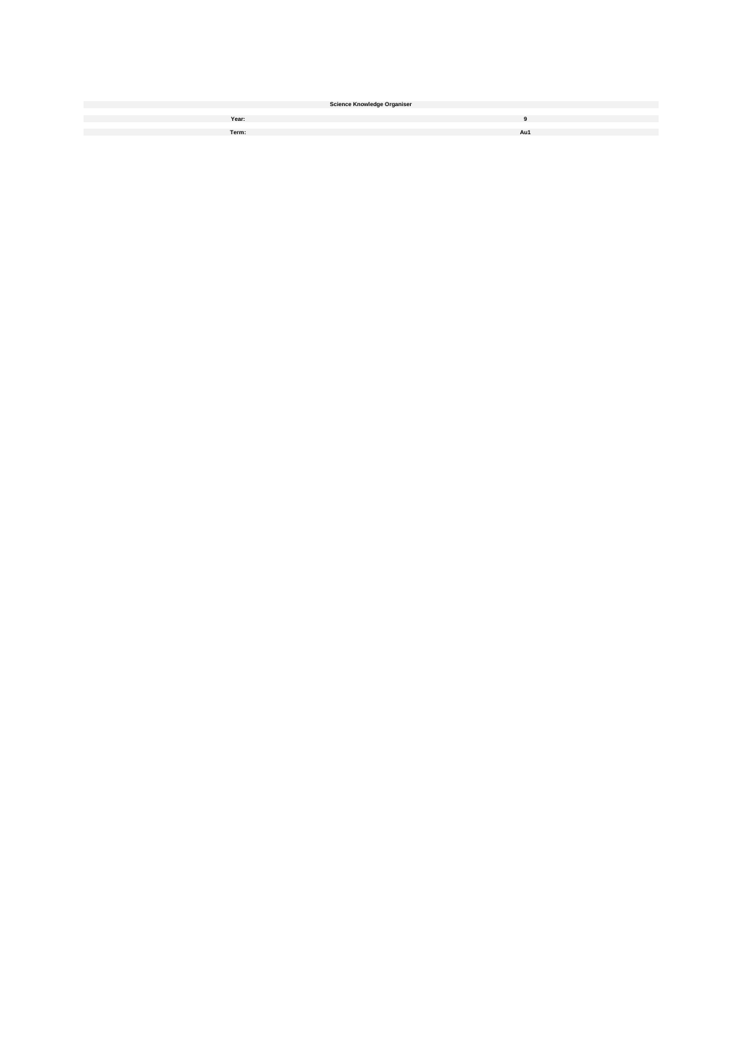| Science Knowledge Organiser | |
|---|---|
| Year: | 9 |
| Term: | Au1 |